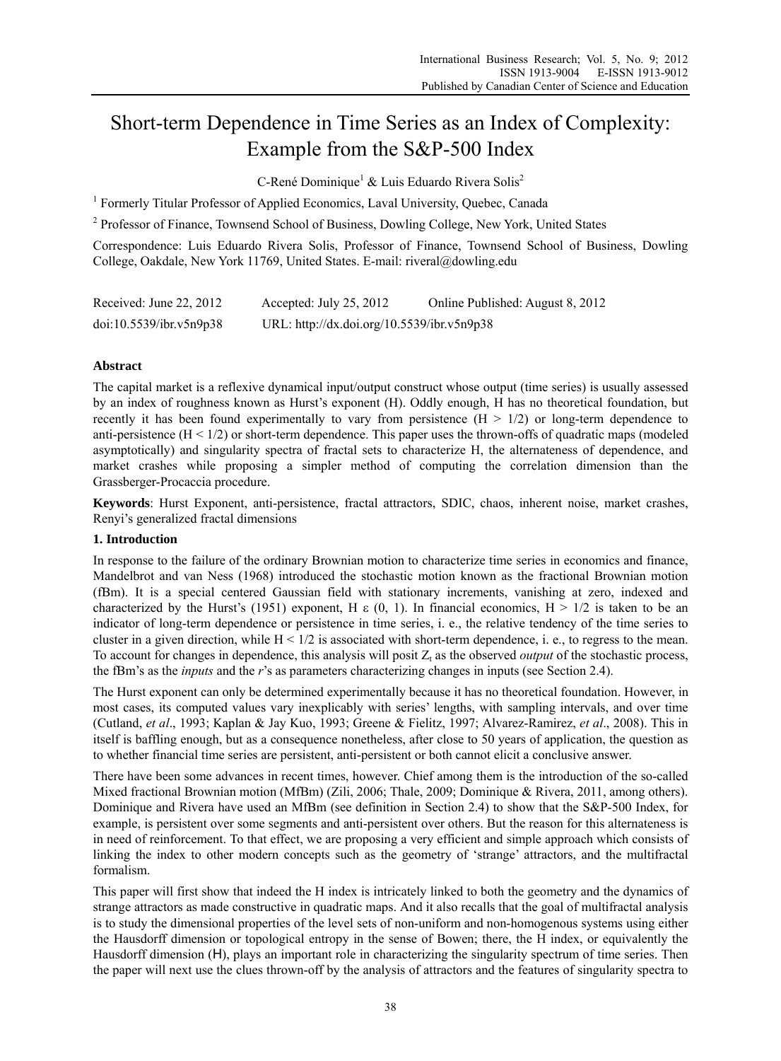# Short-term Dependence in Time Series as an Index of Complexity: Example from the S&P-500 Index

C-René Dominique[1] & Luis Eduardo Rivera Solis[2]

[1] Formerly Titular Professor of Applied Economics, Laval University, Quebec, Canada

[2] Professor of Finance, Townsend School of Business, Dowling College, New York, United States

Correspondence: Luis Eduardo Rivera Solis, Professor of Finance, Townsend School of Business, Dowling College, Oakdale, New York 11769, United States. E-mail: riveral@dowling.edu

| Received: June 22, 2012 | Accepted: July 25, 2012 | Online Published: August 8, 2012 |
|---|---|---|
| doi:10.5539/ibr.v5n9p38 | URL: http://dx.doi.org/10.5539/ibr.v5n9p38 | |

## Abstract

The capital market is a reflexive dynamical input/output construct whose output (time series) is usually assessed by an index of roughness known as Hurst's exponent (H). Oddly enough, H has no theoretical foundation, but recently it has been found experimentally to vary from persistence ($H > 1/2$) or long-term dependence to anti-persistence ($H < 1/2$) or short-term dependence. This paper uses the thrown-offs of quadratic maps (modeled asymptotically) and singularity spectra of fractal sets to characterize H, the alternateness of dependence, and market crashes while proposing a simpler method of computing the correlation dimension than the Grassberger-Procaccia procedure.

**Keywords**: Hurst Exponent, anti-persistence, fractal attractors, SDIC, chaos, inherent noise, market crashes, Renyi's generalized fractal dimensions

## 1. Introduction

In response to the failure of the ordinary Brownian motion to characterize time series in economics and finance, Mandelbrot and van Ness (1968) introduced the stochastic motion known as the fractional Brownian motion (fBm). It is a special centered Gaussian field with stationary increments, vanishing at zero, indexed and characterized by the Hurst's (1951) exponent, $H \varepsilon (0, 1)$. In financial economics, $H > 1/2$ is taken to be an indicator of long-term dependence or persistence in time series, i. e., the relative tendency of the time series to cluster in a given direction, while $H < 1/2$ is associated with short-term dependence, i. e., to regress to the mean. To account for changes in dependence, this analysis will posit $Z_t$ as the observed *output* of the stochastic process, the fBm's as the *inputs* and the *r*'s as parameters characterizing changes in inputs (see Section 2.4).

The Hurst exponent can only be determined experimentally because it has no theoretical foundation. However, in most cases, its computed values vary inexplicably with series' lengths, with sampling intervals, and over time (Cutland, *et al*., 1993; Kaplan & Jay Kuo, 1993; Greene & Fielitz, 1997; Alvarez-Ramirez, *et al*., 2008). This in itself is baffling enough, but as a consequence nonetheless, after close to 50 years of application, the question as to whether financial time series are persistent, anti-persistent or both cannot elicit a conclusive answer.

There have been some advances in recent times, however. Chief among them is the introduction of the so-called Mixed fractional Brownian motion (MfBm) (Zili, 2006; Thale, 2009; Dominique & Rivera, 2011, among others). Dominique and Rivera have used an MfBm (see definition in Section 2.4) to show that the S&P-500 Index, for example, is persistent over some segments and anti-persistent over others. But the reason for this alternateness is in need of reinforcement. To that effect, we are proposing a very efficient and simple approach which consists of linking the index to other modern concepts such as the geometry of 'strange' attractors, and the multifractal formalism.

This paper will first show that indeed the H index is intricately linked to both the geometry and the dynamics of strange attractors as made constructive in quadratic maps. And it also recalls that the goal of multifractal analysis is to study the dimensional properties of the level sets of non-uniform and non-homogenous systems using either the Hausdorff dimension or topological entropy in the sense of Bowen; there, the H index, or equivalently the Hausdorff dimension (H), plays an important role in characterizing the singularity spectrum of time series. Then the paper will next use the clues thrown-off by the analysis of attractors and the features of singularity spectra to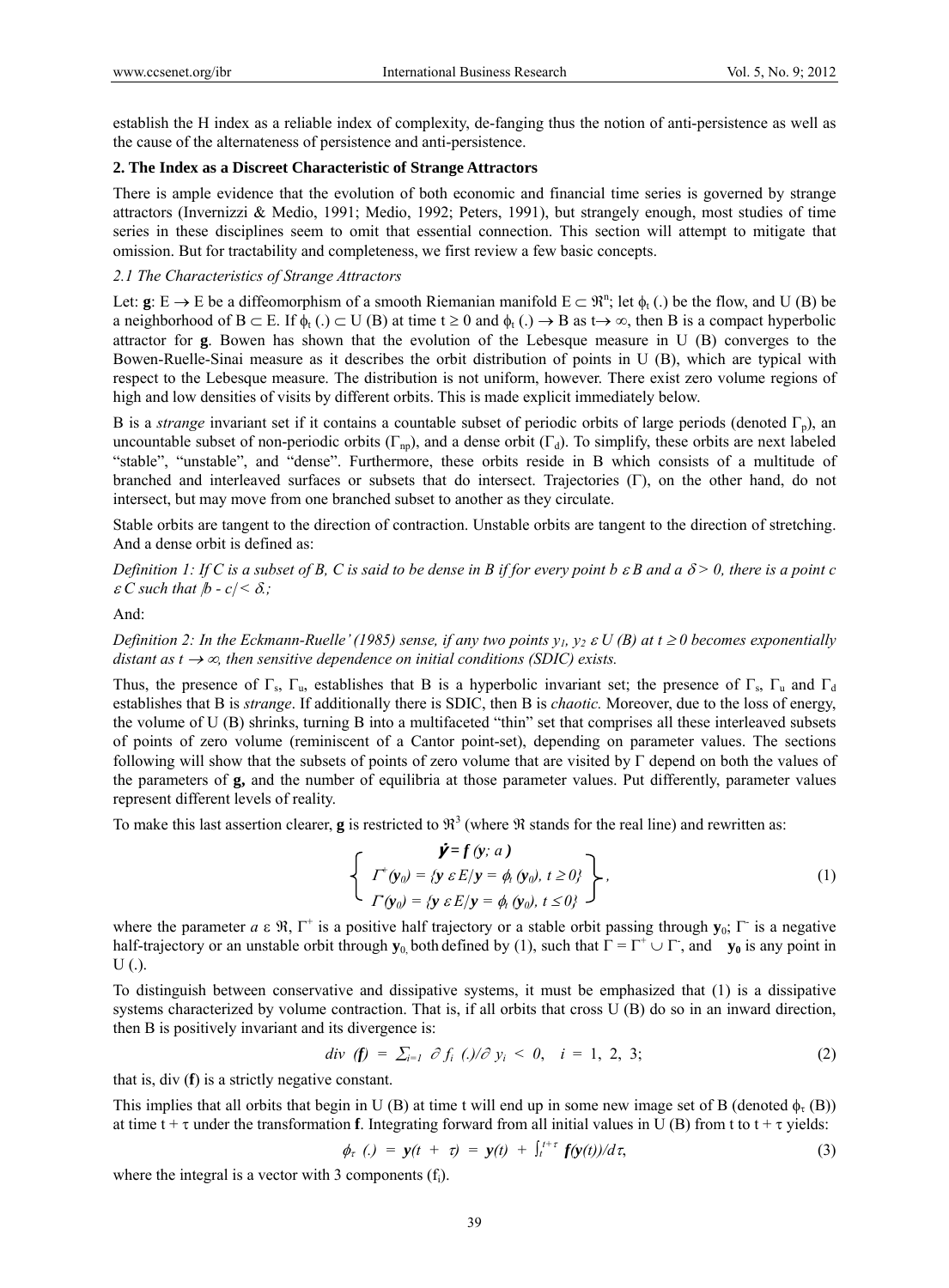establish the H index as a reliable index of complexity, de-fanging thus the notion of anti-persistence as well as the cause of the alternateness of persistence and anti-persistence.

## 2. The Index as a Discreet Characteristic of Strange Attractors

There is ample evidence that the evolution of both economic and financial time series is governed by strange attractors (Invernizzi & Medio, 1991; Medio, 1992; Peters, 1991), but strangely enough, most studies of time series in these disciplines seem to omit that essential connection. This section will attempt to mitigate that omission. But for tractability and completeness, we first review a few basic concepts.

### *2.1 The Characteristics of Strange Attractors*

Let: $\mathbf{g}$: $E \rightarrow E$ be a diffeomorphism of a smooth Riemanian manifold $E \subset \Re^n$; let $\phi_t(.)$ be the flow, and U (B) be a neighborhood of $B \subset E$. If $\phi_t(.) \subset U(B)$ at time $t \geq 0$ and $\phi_t(.) \rightarrow B$ as $t \rightarrow \infty$, then B is a compact hyperbolic attractor for $\mathbf{g}$. Bowen has shown that the evolution of the Lebesque measure in U (B) converges to the Bowen-Ruelle-Sinai measure as it describes the orbit distribution of points in U (B), which are typical with respect to the Lebesque measure. The distribution is not uniform, however. There exist zero volume regions of high and low densities of visits by different orbits. This is made explicit immediately below.

B is a *strange* invariant set if it contains a countable subset of periodic orbits of large periods (denoted $\Gamma_p$), an uncountable subset of non-periodic orbits ($\Gamma_{np}$), and a dense orbit ($\Gamma_d$). To simplify, these orbits are next labeled "stable", "unstable", and "dense". Furthermore, these orbits reside in B which consists of a multitude of branched and interleaved surfaces or subsets that do intersect. Trajectories ($\Gamma$), on the other hand, do not intersect, but may move from one branched subset to another as they circulate.

Stable orbits are tangent to the direction of contraction. Unstable orbits are tangent to the direction of stretching. And a dense orbit is defined as:

*Definition 1: If C is a subset of B, C is said to be dense in B if for every point $b \; \varepsilon \; B$ and a $\delta > 0$, there is a point $c \; \varepsilon \; C$ such that $|b - c| < \delta$.;*

And:

*Definition 2: In the Eckmann-Ruelle' (1985) sense, if any two points $y_1, y_2 \; \varepsilon \; U(B)$ at $t \geq 0$ becomes exponentially distant as $t \rightarrow \infty$, then sensitive dependence on initial conditions (SDIC) exists.*

Thus, the presence of $\Gamma_s$, $\Gamma_u$, establishes that B is a hyperbolic invariant set; the presence of $\Gamma_s$, $\Gamma_u$ and $\Gamma_d$ establishes that B is *strange*. If additionally there is SDIC, then B is *chaotic.* Moreover, due to the loss of energy, the volume of U (B) shrinks, turning B into a multifaceted "thin" set that comprises all these interleaved subsets of points of zero volume (reminiscent of a Cantor point-set), depending on parameter values. The sections following will show that the subsets of points of zero volume that are visited by $\Gamma$ depend on both the values of the parameters of $\mathbf{g}$, and the number of equilibria at those parameter values. Put differently, parameter values represent different levels of reality.

To make this last assertion clearer, $\mathbf{g}$ is restricted to $\Re^3$ (where $\Re$ stands for the real line) and rewritten as:

$$\left\{ \begin{array}{c} \dot{\mathbf{y}} = \mathbf{f}(\mathbf{y};\, a) \\ \Gamma^+(\mathbf{y}_0) = \{\mathbf{y} \; \varepsilon \; E / \mathbf{y} = \phi_t(\mathbf{y}_0),\; t \geq 0\} \\ \Gamma^-(\mathbf{y}_0) = \{\mathbf{y} \; \varepsilon \; E / \mathbf{y} = \phi_t(\mathbf{y}_0),\; t \leq 0\} \end{array} \right\}, \tag{1}$$

where the parameter $a \; \varepsilon \; \Re$, $\Gamma^+$ is a positive half trajectory or a stable orbit passing through $\mathbf{y}_0$; $\Gamma^-$ is a negative half-trajectory or an unstable orbit through $\mathbf{y}_0$, both defined by (1), such that $\Gamma = \Gamma^+ \cup \Gamma^-$, and $\mathbf{y}_0$ is any point in U (.).

To distinguish between conservative and dissipative systems, it must be emphasized that (1) is a dissipative systems characterized by volume contraction. That is, if all orbits that cross U (B) do so in an inward direction, then B is positively invariant and its divergence is:

$$div\ (\mathbf{f}) = \textstyle\sum_{i=1} \partial f_i\,(.)/\partial\, y_i < 0, \quad i = 1,\, 2,\, 3; \tag{2}$$

that is, div ($\mathbf{f}$) is a strictly negative constant.

This implies that all orbits that begin in U (B) at time t will end up in some new image set of B (denoted $\phi_\tau$ (B)) at time $t + \tau$ under the transformation $\mathbf{f}$. Integrating forward from all initial values in U (B) from t to $t + \tau$ yields:

$$\phi_\tau\ (.) = \mathbf{y}(t + \tau) = \mathbf{y}(t) + \textstyle\int_t^{t+\tau} \mathbf{f}(\mathbf{y}(t))/d\tau, \tag{3}$$

where the integral is a vector with 3 components ($f_i$).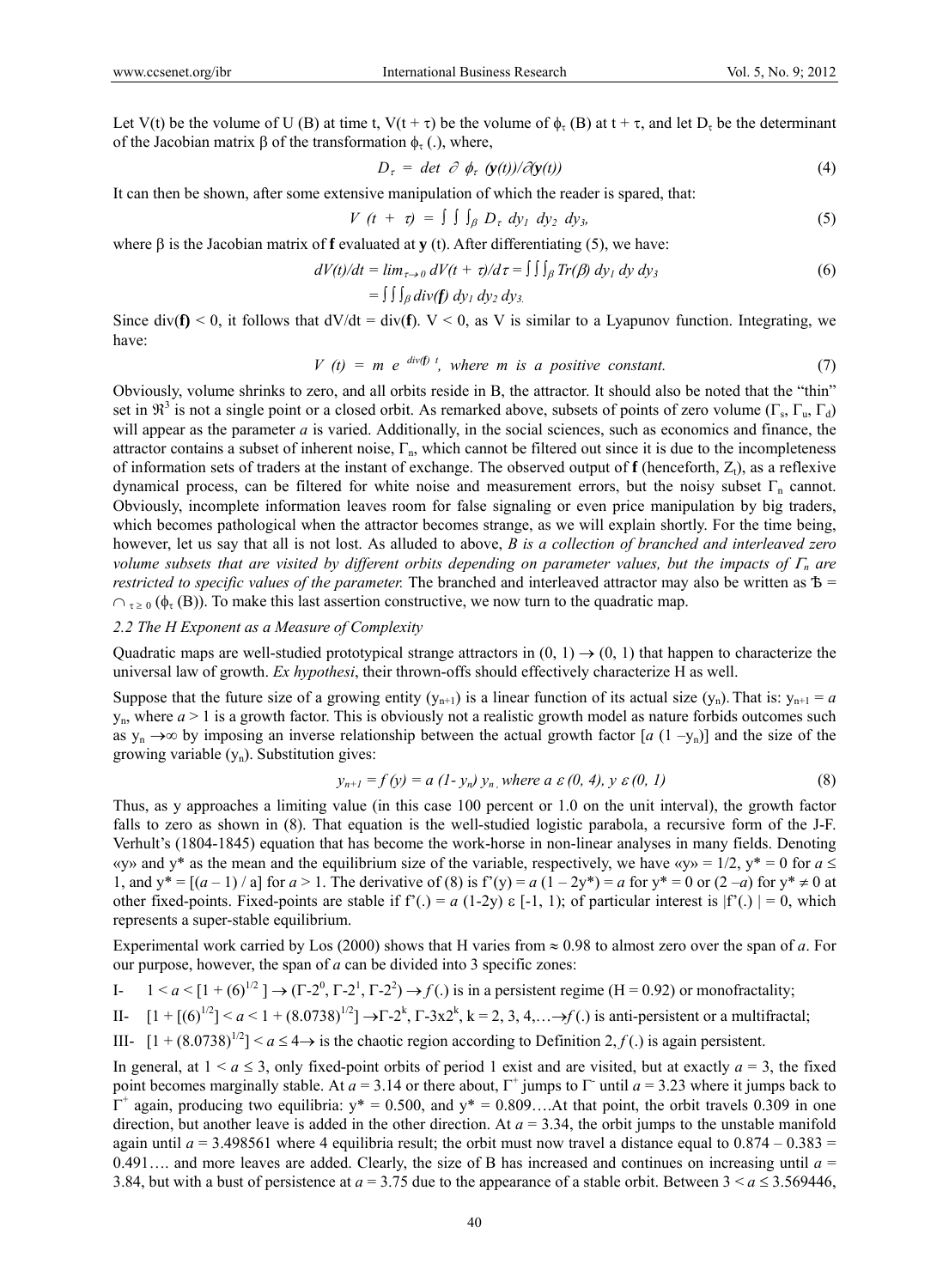Let V(t) be the volume of U (B) at time t, V(t + τ) be the volume of $\phi_\tau$ (B) at t + τ, and let $D_\tau$ be the determinant of the Jacobian matrix β of the transformation $\phi_\tau$ (.), where,

$$D_\tau = det\ \partial\ \phi_\tau\ (\mathbf{y}(t))/\partial(\mathbf{y}(t)) \tag{4}$$

It can then be shown, after some extensive manipulation of which the reader is spared, that:

$$V\ (t\ +\ \tau) = \int\int\int_\beta D_\tau\ dy_1\ dy_2\ dy_3, \tag{5}$$

where β is the Jacobian matrix of **f** evaluated at **y** (t). After differentiating (5), we have:

$$dV(t)/dt = lim_{\tau\to 0}\ dV(t+\tau)/d\tau = \int\int\int_\beta Tr(\beta)\ dy_1\ dy\ dy_3 \tag{6}$$

$$= \int\int\int_\beta div(\mathbf{f})\ dy_1\ dy_2\ dy_3.$$

Since div(**f**) < 0, it follows that dV/dt = div(**f**). V < 0, as V is similar to a Lyapunov function. Integrating, we have:

$$V\ (t) = m\ e^{\ div(\mathbf{f})\ t},\ \text{where } m \text{ is a positive constant.} \tag{7}$$

Obviously, volume shrinks to zero, and all orbits reside in B, the attractor. It should also be noted that the "thin" set in $\Re^3$ is not a single point or a closed orbit. As remarked above, subsets of points of zero volume ($\Gamma_s$, $\Gamma_u$, $\Gamma_d$) will appear as the parameter *a* is varied. Additionally, in the social sciences, such as economics and finance, the attractor contains a subset of inherent noise, $\Gamma_n$, which cannot be filtered out since it is due to the incompleteness of information sets of traders at the instant of exchange. The observed output of **f** (henceforth, $Z_t$), as a reflexive dynamical process, can be filtered for white noise and measurement errors, but the noisy subset $\Gamma_n$ cannot. Obviously, incomplete information leaves room for false signaling or even price manipulation by big traders, which becomes pathological when the attractor becomes strange, as we will explain shortly. For the time being, however, let us say that all is not lost. As alluded to above, *B is a collection of branched and interleaved zero volume subsets that are visited by different orbits depending on parameter values, but the impacts of $\Gamma_n$ are restricted to specific values of the parameter.* The branched and interleaved attractor may also be written as Ƀ = $\cap_{\tau \geq 0}$ ($\phi_\tau$ (B)). To make this last assertion constructive, we now turn to the quadratic map.

### 2.2 The H Exponent as a Measure of Complexity

Quadratic maps are well-studied prototypical strange attractors in (0, 1) → (0, 1) that happen to characterize the universal law of growth. *Ex hypothesi*, their thrown-offs should effectively characterize H as well.

Suppose that the future size of a growing entity ($y_{n+1}$) is a linear function of its actual size ($y_n$). That is: $y_{n+1} = a\ y_n$, where $a > 1$ is a growth factor. This is obviously not a realistic growth model as nature forbids outcomes such as $y_n \to\infty$ by imposing an inverse relationship between the actual growth factor [$a\ (1 - y_n)$] and the size of the growing variable ($y_n$). Substitution gives:

$$y_{n+1} = f\ (y) = a\ (1\text{-}\ y_n)\ y_n,\ \text{where } a\ \varepsilon\ (0,\ 4),\ y\ \varepsilon\ (0,\ 1) \tag{8}$$

Thus, as y approaches a limiting value (in this case 100 percent or 1.0 on the unit interval), the growth factor falls to zero as shown in (8). That equation is the well-studied logistic parabola, a recursive form of the J-F. Verhult's (1804-1845) equation that has become the work-horse in non-linear analyses in many fields. Denoting «y» and y* as the mean and the equilibrium size of the variable, respectively, we have «y» = 1/2, y* = 0 for $a \leq 1$, and y* = [($a$ – 1) / a] for $a > 1$. The derivative of (8) is f'(y) = $a$ (1 – 2y*) = $a$ for y* = 0 or (2 –$a$) for y* ≠ 0 at other fixed-points. Fixed-points are stable if f'(.) = $a$ (1-2y) ε [-1, 1); of particular interest is |f'(.) | = 0, which represents a super-stable equilibrium.

Experimental work carried by Los (2000) shows that H varies from ≈ 0.98 to almost zero over the span of *a*. For our purpose, however, the span of *a* can be divided into 3 specific zones:

I- $1 < a < [1 + (6)^{1/2}\ ] \to (\Gamma\text{-}2^0, \Gamma\text{-}2^1, \Gamma\text{-}2^2) \to f\,(.)$ is in a persistent regime (H = 0.92) or monofractality;

II- $[1 + [(6)^{1/2}] < a < 1 + (8.0738)^{1/2}] \to \Gamma\text{-}2^k, \Gamma\text{-}3\text{x}2^k$, k = 2, 3, 4,…→$f$ (.) is anti-persistent or a multifractal;

III- $[1 + (8.0738)^{1/2}] < a \leq 4 \to$ is the chaotic region according to Definition 2, $f$ (.) is again persistent.

In general, at $1 < a \leq 3$, only fixed-point orbits of period 1 exist and are visited, but at exactly $a$ = 3, the fixed point becomes marginally stable. At $a$ = 3.14 or there about, $\Gamma^+$ jumps to $\Gamma^-$ until $a$ = 3.23 where it jumps back to $\Gamma^+$ again, producing two equilibria: y* = 0.500, and y* = 0.809….At that point, the orbit travels 0.309 in one direction, but another leave is added in the other direction. At $a$ = 3.34, the orbit jumps to the unstable manifold again until $a$ = 3.498561 where 4 equilibria result; the orbit must now travel a distance equal to 0.874 – 0.383 = 0.491…. and more leaves are added. Clearly, the size of B has increased and continues on increasing until $a$ = 3.84, but with a bust of persistence at $a$ = 3.75 due to the appearance of a stable orbit. Between $3 < a \leq 3.569446$,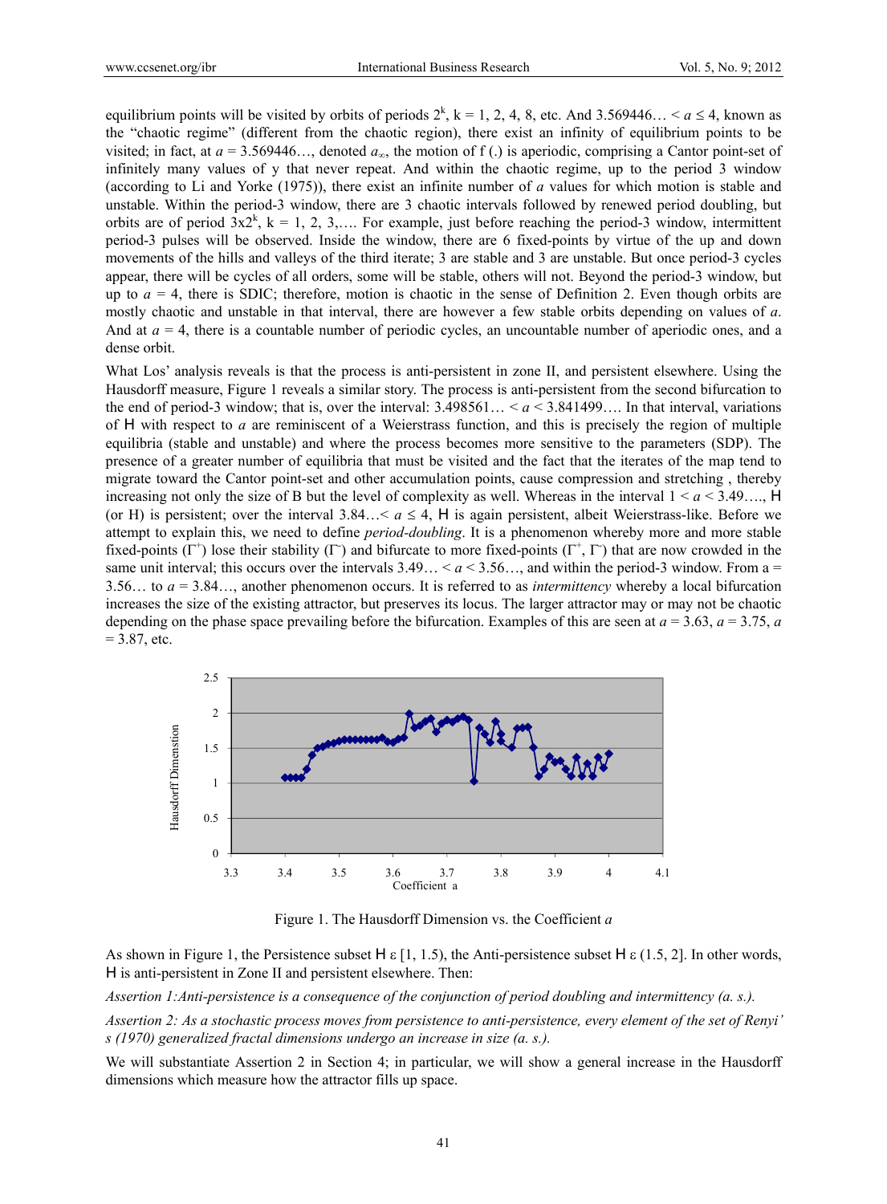equilibrium points will be visited by orbits of periods $2^k$, k = 1, 2, 4, 8, etc. And 3.569446… < $a$ ≤ 4, known as the "chaotic regime" (different from the chaotic region), there exist an infinity of equilibrium points to be visited; in fact, at $a$ = 3.569446…, denoted $a_\infty$, the motion of f (.) is aperiodic, comprising a Cantor point-set of infinitely many values of y that never repeat. And within the chaotic regime, up to the period 3 window (according to Li and Yorke (1975)), there exist an infinite number of $a$ values for which motion is stable and unstable. Within the period-3 window, there are 3 chaotic intervals followed by renewed period doubling, but orbits are of period $3x2^k$, k = 1, 2, 3,…. For example, just before reaching the period-3 window, intermittent period-3 pulses will be observed. Inside the window, there are 6 fixed-points by virtue of the up and down movements of the hills and valleys of the third iterate; 3 are stable and 3 are unstable. But once period-3 cycles appear, there will be cycles of all orders, some will be stable, others will not. Beyond the period-3 window, but up to $a$ = 4, there is SDIC; therefore, motion is chaotic in the sense of Definition 2. Even though orbits are mostly chaotic and unstable in that interval, there are however a few stable orbits depending on values of $a$. And at $a$ = 4, there is a countable number of periodic cycles, an uncountable number of aperiodic ones, and a dense orbit.

What Los' analysis reveals is that the process is anti-persistent in zone II, and persistent elsewhere. Using the Hausdorff measure, Figure 1 reveals a similar story. The process is anti-persistent from the second bifurcation to the end of period-3 window; that is, over the interval: 3.498561… < $a$ < 3.841499…. In that interval, variations of H with respect to $a$ are reminiscent of a Weierstrass function, and this is precisely the region of multiple equilibria (stable and unstable) and where the process becomes more sensitive to the parameters (SDP). The presence of a greater number of equilibria that must be visited and the fact that the iterates of the map tend to migrate toward the Cantor point-set and other accumulation points, cause compression and stretching , thereby increasing not only the size of B but the level of complexity as well. Whereas in the interval 1 < $a$ < 3.49…., H (or H) is persistent; over the interval 3.84…< $a$ ≤ 4, H is again persistent, albeit Weierstrass-like. Before we attempt to explain this, we need to define *period-doubling*. It is a phenomenon whereby more and more stable fixed-points ($\Gamma^+$) lose their stability ($\Gamma^-$) and bifurcate to more fixed-points ($\Gamma^+$, $\Gamma^-$) that are now crowded in the same unit interval; this occurs over the intervals 3.49… < $a$ < 3.56…, and within the period-3 window. From a = 3.56… to $a$ = 3.84…, another phenomenon occurs. It is referred to as *intermittency* whereby a local bifurcation increases the size of the existing attractor, but preserves its locus. The larger attractor may or may not be chaotic depending on the phase space prevailing before the bifurcation. Examples of this are seen at $a$ = 3.63, $a$ = 3.75, $a$ = 3.87, etc.

Figure 1. The Hausdorff Dimension vs. the Coefficient $a$

As shown in Figure 1, the Persistence subset H ε [1, 1.5), the Anti-persistence subset H ε (1.5, 2]. In other words, H is anti-persistent in Zone II and persistent elsewhere. Then:

*Assertion 1:Anti-persistence is a consequence of the conjunction of period doubling and intermittency (a. s.).*

*Assertion 2: As a stochastic process moves from persistence to anti-persistence, every element of the set of Renyi' s (1970) generalized fractal dimensions undergo an increase in size (a. s.).*

We will substantiate Assertion 2 in Section 4; in particular, we will show a general increase in the Hausdorff dimensions which measure how the attractor fills up space.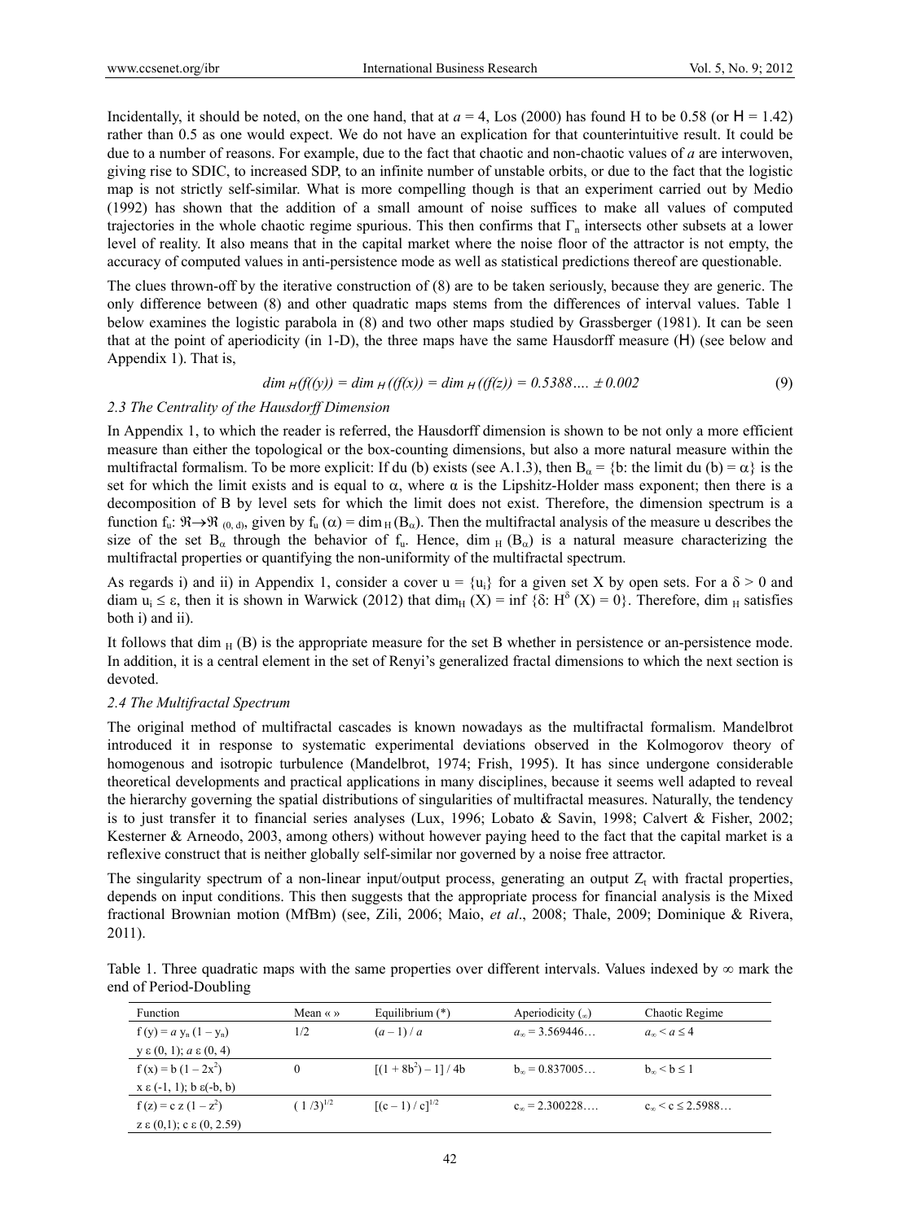Incidentally, it should be noted, on the one hand, that at $a = 4$, Los (2000) has found H to be 0.58 (or Η = 1.42) rather than 0.5 as one would expect. We do not have an explication for that counterintuitive result. It could be due to a number of reasons. For example, due to the fact that chaotic and non-chaotic values of $a$ are interwoven, giving rise to SDIC, to increased SDP, to an infinite number of unstable orbits, or due to the fact that the logistic map is not strictly self-similar. What is more compelling though is that an experiment carried out by Medio (1992) has shown that the addition of a small amount of noise suffices to make all values of computed trajectories in the whole chaotic regime spurious. This then confirms that $\Gamma_n$ intersects other subsets at a lower level of reality. It also means that in the capital market where the noise floor of the attractor is not empty, the accuracy of computed values in anti-persistence mode as well as statistical predictions thereof are questionable.

The clues thrown-off by the iterative construction of (8) are to be taken seriously, because they are generic. The only difference between (8) and other quadratic maps stems from the differences of interval values. Table 1 below examines the logistic parabola in (8) and two other maps studied by Grassberger (1981). It can be seen that at the point of aperiodicity (in 1-D), the three maps have the same Hausdorff measure (Η) (see below and Appendix 1). That is,

$$dim_{H}(f((y)) = dim_{H}((f(x)) = dim_{H}((f(z)) = 0.5388.... \pm 0.002 \quad (9)$$

### 2.3 The Centrality of the Hausdorff Dimension

In Appendix 1, to which the reader is referred, the Hausdorff dimension is shown to be not only a more efficient measure than either the topological or the box-counting dimensions, but also a more natural measure within the multifractal formalism. To be more explicit: If du (b) exists (see A.1.3), then $B_\alpha = \{b$: the limit du (b) $= \alpha\}$ is the set for which the limit exists and is equal to $\alpha$, where $\alpha$ is the Lipshitz-Holder mass exponent; then there is a decomposition of B by level sets for which the limit does not exist. Therefore, the dimension spectrum is a function $f_u: \Re \rightarrow \Re_{(0, d)}$, given by $f_u(\alpha) = \dim_H(B_\alpha)$. Then the multifractal analysis of the measure u describes the size of the set $B_\alpha$ through the behavior of $f_u$. Hence, $\dim_H(B_\alpha)$ is a natural measure characterizing the multifractal properties or quantifying the non-uniformity of the multifractal spectrum.

As regards i) and ii) in Appendix 1, consider a cover $u = \{u_i\}$ for a given set X by open sets. For a $\delta > 0$ and diam $u_i \leq \varepsilon$, then it is shown in Warwick (2012) that $\dim_H(X) = \inf\{\delta: H^\delta(X) = 0\}$. Therefore, $\dim_H$ satisfies both i) and ii).

It follows that $\dim_H(B)$ is the appropriate measure for the set B whether in persistence or an-persistence mode. In addition, it is a central element in the set of Renyi's generalized fractal dimensions to which the next section is devoted.

### 2.4 The Multifractal Spectrum

The original method of multifractal cascades is known nowadays as the multifractal formalism. Mandelbrot introduced it in response to systematic experimental deviations observed in the Kolmogorov theory of homogenous and isotropic turbulence (Mandelbrot, 1974; Frish, 1995). It has since undergone considerable theoretical developments and practical applications in many disciplines, because it seems well adapted to reveal the hierarchy governing the spatial distributions of singularities of multifractal measures. Naturally, the tendency is to just transfer it to financial series analyses (Lux, 1996; Lobato & Savin, 1998; Calvert & Fisher, 2002; Kesterner & Arneodo, 2003, among others) without however paying heed to the fact that the capital market is a reflexive construct that is neither globally self-similar nor governed by a noise free attractor.

The singularity spectrum of a non-linear input/output process, generating an output $Z_t$ with fractal properties, depends on input conditions. This then suggests that the appropriate process for financial analysis is the Mixed fractional Brownian motion (MfBm) (see, Zili, 2006; Maio, *et al*., 2008; Thale, 2009; Dominique & Rivera, 2011).

Table 1. Three quadratic maps with the same properties over different intervals. Values indexed by ∞ mark the end of Period-Doubling

| Function | Mean « » | Equilibrium (*) | Aperiodicity ($_\infty$) | Chaotic Regime |
|---|---|---|---|---|
| $f(y) = a\, y_n(1 - y_n)$<br>$y \in (0, 1);\ a \in (0, 4)$ | 1/2 | $(a - 1) / a$ | $a_\infty = 3.569446...$ | $a_\infty < a \leq 4$ |
| $f(x) = b(1 - 2x^2)$<br>$x \in (-1, 1);\ b \in (-b, b)$ | 0 | $[(1 + 8b^2) - 1] / 4b$ | $b_\infty = 0.837005...$ | $b_\infty < b \leq 1$ |
| $f(z) = c\, z(1 - z^2)$<br>$z \in (0,1);\ c \in (0, 2.59)$ | $(1/3)^{1/2}$ | $[(c - 1) / c]^{1/2}$ | $c_\infty = 2.300228....$ | $c_\infty < c \leq 2.5988...$ |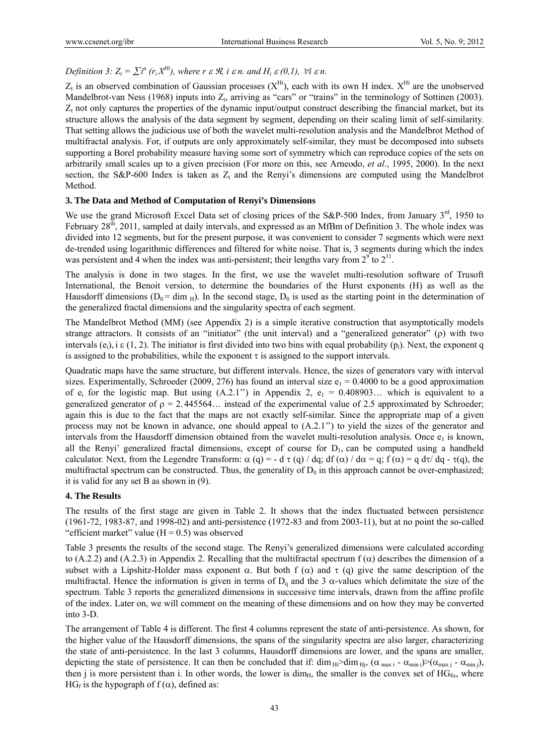*Definition 3:* $Z_t = \sum i^n (r_i X^{Hi})$, *where* $r \in \Re$, $i \in n$. *and* $H_i \in (0,1)$, $\forall i \in n$.

$Z_t$ is an observed combination of Gaussian processes ($X^{Hi}$), each with its own H index. $X^{Hi}$ are the unobserved Mandelbrot-van Ness (1968) inputs into $Z_t$, arriving as "cars" or "trains" in the terminology of Sottinen (2003). $Z_t$ not only captures the properties of the dynamic input/output construct describing the financial market, but its structure allows the analysis of the data segment by segment, depending on their scaling limit of self-similarity. That setting allows the judicious use of both the wavelet multi-resolution analysis and the Mandelbrot Method of multifractal analysis. For, if outputs are only approximately self-similar, they must be decomposed into subsets supporting a Borel probability measure having some sort of symmetry which can reproduce copies of the sets on arbitrarily small scales up to a given precision (For more on this, see Arneodo, *et al*., 1995, 2000). In the next section, the S&P-600 Index is taken as $Z_t$ and the Renyi's dimensions are computed using the Mandelbrot Method.

### 3. The Data and Method of Computation of Renyi's Dimensions

We use the grand Microsoft Excel Data set of closing prices of the S&P-500 Index, from January 3rd, 1950 to February 28th, 2011, sampled at daily intervals, and expressed as an MfBm of Definition 3. The whole index was divided into 12 segments, but for the present purpose, it was convenient to consider 7 segments which were next de-trended using logarithmic differences and filtered for white noise. That is, 3 segments during which the index was persistent and 4 when the index was anti-persistent; their lengths vary from $2^9$ to $2^{11}$.

The analysis is done in two stages. In the first, we use the wavelet multi-resolution software of Trusoft International, the Benoit version, to determine the boundaries of the Hurst exponents (H) as well as the Hausdorff dimensions ($D_0 = \dim_H$). In the second stage, $D_0$ is used as the starting point in the determination of the generalized fractal dimensions and the singularity spectra of each segment.

The Mandelbrot Method (MM) (see Appendix 2) is a simple iterative construction that asymptotically models strange attractors. It consists of an "initiator" (the unit interval) and a "generalized generator" ($\rho$) with two intervals ($e_i$), $i \in (1, 2)$. The initiator is first divided into two bins with equal probability ($p_i$). Next, the exponent q is assigned to the probabilities, while the exponent $\tau$ is assigned to the support intervals.

Quadratic maps have the same structure, but different intervals. Hence, the sizes of generators vary with interval sizes. Experimentally, Schroeder (2009, 276) has found an interval size $e_1 = 0.4000$ to be a good approximation of $e_i$ for the logistic map. But using (A.2.1'') in Appendix 2, $e_1 = 0.408903\ldots$ which is equivalent to a generalized generator of $\rho = 2.445564\ldots$ instead of the experimental value of 2.5 approximated by Schroeder; again this is due to the fact that the maps are not exactly self-similar. Since the appropriate map of a given process may not be known in advance, one should appeal to (A.2.1'') to yield the sizes of the generator and intervals from the Hausdorff dimension obtained from the wavelet multi-resolution analysis. Once $e_1$ is known, all the Renyi' generalized fractal dimensions, except of course for $D_1$, can be computed using a handheld calculator. Next, from the Legendre Transform: $\alpha(q) = -d\tau(q)/dq$; $df(\alpha)/d\alpha = q$; $f(\alpha) = q\, d\tau/dq - \tau(q)$, the multifractal spectrum can be constructed. Thus, the generality of $D_0$ in this approach cannot be over-emphasized; it is valid for any set B as shown in (9).

### 4. The Results

The results of the first stage are given in Table 2. It shows that the index fluctuated between persistence (1961-72, 1983-87, and 1998-02) and anti-persistence (1972-83 and from 2003-11), but at no point the so-called "efficient market" value (H = 0.5) was observed

Table 3 presents the results of the second stage. The Renyi's generalized dimensions were calculated according to (A.2.2) and (A.2.3) in Appendix 2. Recalling that the multifractal spectrum $f(\alpha)$ describes the dimension of a subset with a Lipshitz-Holder mass exponent $\alpha$. But both $f(\alpha)$ and $\tau(q)$ give the same description of the multifractal. Hence the information is given in terms of $D_q$ and the 3 $\alpha$-values which delimitate the size of the spectrum. Table 3 reports the generalized dimensions in successive time intervals, drawn from the affine profile of the index. Later on, we will comment on the meaning of these dimensions and on how they may be converted into 3-D.

The arrangement of Table 4 is different. The first 4 columns represent the state of anti-persistence. As shown, for the higher value of the Hausdorff dimensions, the spans of the singularity spectra are also larger, characterizing the state of anti-persistence. In the last 3 columns, Hausdorff dimensions are lower, and the spans are smaller, depicting the state of persistence. It can then be concluded that if: $\dim_{Hi} > \dim_{Hj}$, $(\alpha_{\max i} - \alpha_{\min i}) > (\alpha_{\max j} - \alpha_{\min j})$, then j is more persistent than i. In other words, the lower is $\dim_H$, the smaller is the convex set of $HG_{f\alpha}$, where $HG_f$ is the hypograph of $f(\alpha)$, defined as: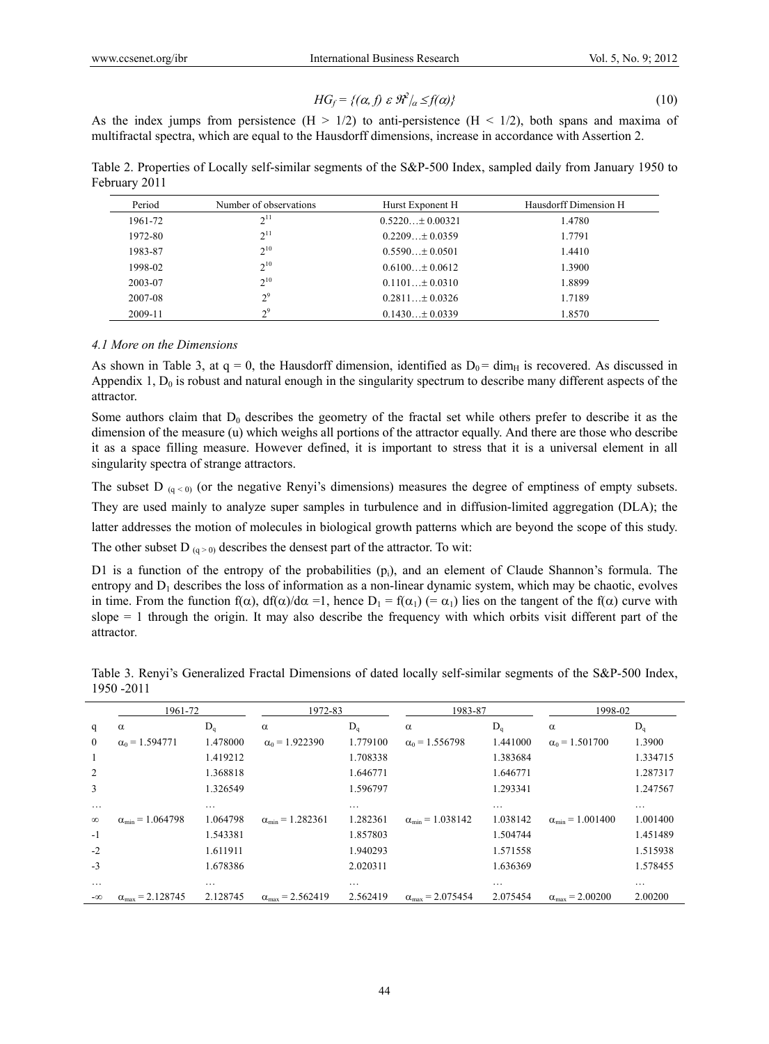$$HG_f = \{(\alpha, f) \, \varepsilon \, \Re^2/_\alpha \leq f(\alpha)\} \tag{10}$$

As the index jumps from persistence ($H > 1/2$) to anti-persistence ($H < 1/2$), both spans and maxima of multifractal spectra, which are equal to the Hausdorff dimensions, increase in accordance with Assertion 2.

Table 2. Properties of Locally self-similar segments of the S&P-500 Index, sampled daily from January 1950 to February 2011

| Period | Number of observations | Hurst Exponent H | Hausdorff Dimension H |
|---|---|---|---|
| 1961-72 | $2^{11}$ | 0.5220…± 0.00321 | 1.4780 |
| 1972-80 | $2^{11}$ | 0.2209…± 0.0359 | 1.7791 |
| 1983-87 | $2^{10}$ | 0.5590…± 0.0501 | 1.4410 |
| 1998-02 | $2^{10}$ | 0.6100…± 0.0612 | 1.3900 |
| 2003-07 | $2^{10}$ | 0.1101…± 0.0310 | 1.8899 |
| 2007-08 | $2^{9}$ | 0.2811…± 0.0326 | 1.7189 |
| 2009-11 | $2^{9}$ | 0.1430…± 0.0339 | 1.8570 |

*4.1 More on the Dimensions*

As shown in Table 3, at $q = 0$, the Hausdorff dimension, identified as $D_0 = \dim_H$ is recovered. As discussed in Appendix 1, $D_0$ is robust and natural enough in the singularity spectrum to describe many different aspects of the attractor.

Some authors claim that $D_0$ describes the geometry of the fractal set while others prefer to describe it as the dimension of the measure (u) which weighs all portions of the attractor equally. And there are those who describe it as a space filling measure. However defined, it is important to stress that it is a universal element in all singularity spectra of strange attractors.

The subset $D_{(q < 0)}$ (or the negative Renyi's dimensions) measures the degree of emptiness of empty subsets. They are used mainly to analyze super samples in turbulence and in diffusion-limited aggregation (DLA); the latter addresses the motion of molecules in biological growth patterns which are beyond the scope of this study. The other subset $D_{(q > 0)}$ describes the densest part of the attractor. To wit:

D1 is a function of the entropy of the probabilities ($p_i$), and an element of Claude Shannon's formula. The entropy and $D_1$ describes the loss of information as a non-linear dynamic system, which may be chaotic, evolves in time. From the function $f(\alpha)$, $df(\alpha)/d\alpha = 1$, hence $D_1 = f(\alpha_1)$ ($= \alpha_1$) lies on the tangent of the $f(\alpha)$ curve with slope = 1 through the origin. It may also describe the frequency with which orbits visit different part of the attractor.

Table 3. Renyi's Generalized Fractal Dimensions of dated locally self-similar segments of the S&P-500 Index, 1950 -2011

| | 1961-72 | | 1972-83 | | 1983-87 | | 1998-02 | |
|---|---|---|---|---|---|---|---|---|
| q | $\alpha$ | $D_q$ | $\alpha$ | $D_q$ | $\alpha$ | $D_q$ | $\alpha$ | $D_q$ |
| 0 | $\alpha_0 = 1.594771$ | 1.478000 | $\alpha_0 = 1.922390$ | 1.779100 | $\alpha_0 = 1.556798$ | 1.441000 | $\alpha_0 = 1.501700$ | 1.3900 |
| 1 | | 1.419212 | | 1.708338 | | 1.383684 | | 1.334715 |
| 2 | | 1.368818 | | 1.646771 | | 1.646771 | | 1.287317 |
| 3 | | 1.326549 | | 1.596797 | | 1.293341 | | 1.247567 |
| … | | … | | … | | … | | … |
| $\infty$ | $\alpha_{min} = 1.064798$ | 1.064798 | $\alpha_{min} = 1.282361$ | 1.282361 | $\alpha_{min} = 1.038142$ | 1.038142 | $\alpha_{min} = 1.001400$ | 1.001400 |
| -1 | | 1.543381 | | 1.857803 | | 1.504744 | | 1.451489 |
| -2 | | 1.611911 | | 1.940293 | | 1.571558 | | 1.515938 |
| -3 | | 1.678386 | | 2.020311 | | 1.636369 | | 1.578455 |
| … | | … | | … | | … | | … |
| $-\infty$ | $\alpha_{max} = 2.128745$ | 2.128745 | $\alpha_{max} = 2.562419$ | 2.562419 | $\alpha_{max} = 2.075454$ | 2.075454 | $\alpha_{max} = 2.00200$ | 2.00200 |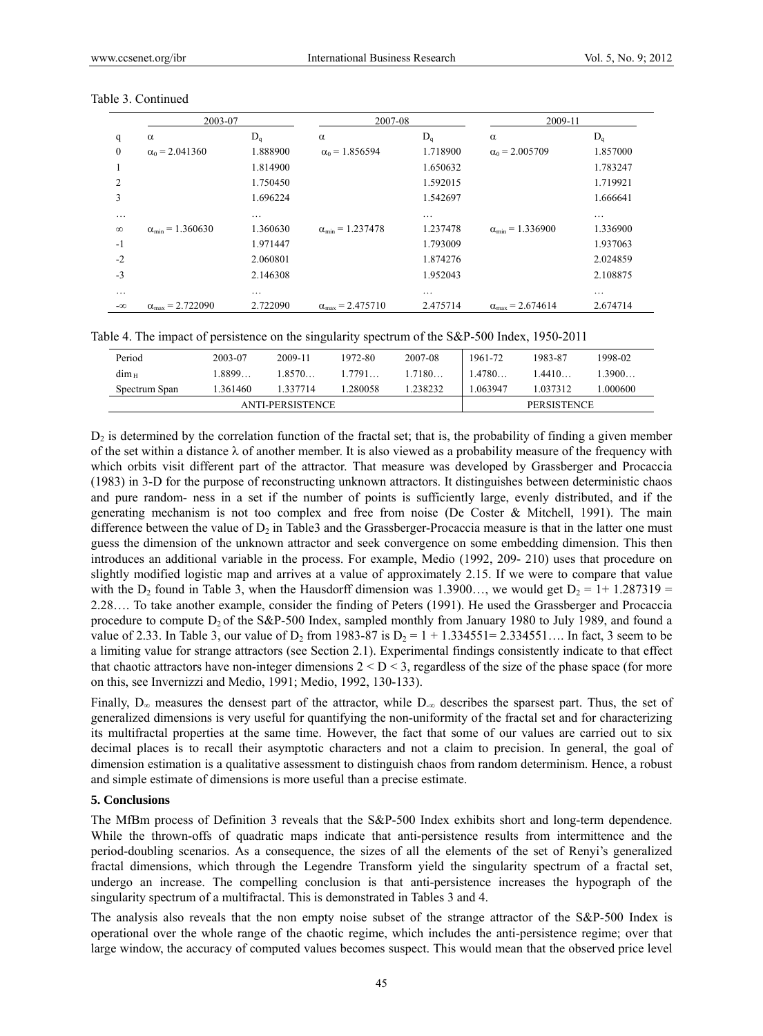Table 3. Continued

| | 2003-07 | | 2007-08 | | 2009-11 | |
|---|---|---|---|---|---|---|
| q | $\alpha$ | $D_q$ | $\alpha$ | $D_q$ | $\alpha$ | $D_q$ |
| 0 | $\alpha_0 = 2.041360$ | 1.888900 | $\alpha_0 = 1.856594$ | 1.718900 | $\alpha_0 = 2.005709$ | 1.857000 |
| 1 | | 1.814900 | | 1.650632 | | 1.783247 |
| 2 | | 1.750450 | | 1.592015 | | 1.719921 |
| 3 | | 1.696224 | | 1.542697 | | 1.666641 |
| … | | … | | … | | … |
| $\infty$ | $\alpha_{min} = 1.360630$ | 1.360630 | $\alpha_{min} = 1.237478$ | 1.237478 | $\alpha_{min} = 1.336900$ | 1.336900 |
| -1 | | 1.971447 | | 1.793009 | | 1.937063 |
| -2 | | 2.060801 | | 1.874276 | | 2.024859 |
| -3 | | 2.146308 | | 1.952043 | | 2.108875 |
| … | | … | | … | | … |
| $-\infty$ | $\alpha_{max} = 2.722090$ | 2.722090 | $\alpha_{max} = 2.475710$ | 2.475714 | $\alpha_{max} = 2.674614$ | 2.674714 |

Table 4. The impact of persistence on the singularity spectrum of the S&P-500 Index, 1950-2011

| Period | 2003-07 | 2009-11 | 1972-80 | 2007-08 | 1961-72 | 1983-87 | 1998-02 |
|---|---|---|---|---|---|---|---|
| $\dim_H$ | 1.8899… | 1.8570… | 1.7791… | 1.7180… | 1.4780… | 1.4410… | 1.3900… |
| Spectrum Span | 1.361460 | 1.337714 | 1.280058 | 1.238232 | 1.063947 | 1.037312 | 1.000600 |
| ANTI-PERSISTENCE | | | | | PERSISTENCE | | |

$D_2$ is determined by the correlation function of the fractal set; that is, the probability of finding a given member of the set within a distance $\lambda$ of another member. It is also viewed as a probability measure of the frequency with which orbits visit different part of the attractor. That measure was developed by Grassberger and Procaccia (1983) in 3-D for the purpose of reconstructing unknown attractors. It distinguishes between deterministic chaos and pure random- ness in a set if the number of points is sufficiently large, evenly distributed, and if the generating mechanism is not too complex and free from noise (De Coster & Mitchell, 1991). The main difference between the value of $D_2$ in Table3 and the Grassberger-Procaccia measure is that in the latter one must guess the dimension of the unknown attractor and seek convergence on some embedding dimension. This then introduces an additional variable in the process. For example, Medio (1992, 209- 210) uses that procedure on slightly modified logistic map and arrives at a value of approximately 2.15. If we were to compare that value with the $D_2$ found in Table 3, when the Hausdorff dimension was 1.3900…, we would get $D_2 = 1 + 1.287319 = 2.28$…. To take another example, consider the finding of Peters (1991). He used the Grassberger and Procaccia procedure to compute $D_2$ of the S&P-500 Index, sampled monthly from January 1980 to July 1989, and found a value of 2.33. In Table 3, our value of $D_2$ from 1983-87 is $D_2 = 1 + 1.334551 = 2.334551$…. In fact, 3 seem to be a limiting value for strange attractors (see Section 2.1). Experimental findings consistently indicate to that effect that chaotic attractors have non-integer dimensions $2 < D < 3$, regardless of the size of the phase space (for more on this, see Invernizzi and Medio, 1991; Medio, 1992, 130-133).

Finally, $D_\infty$ measures the densest part of the attractor, while $D_{-\infty}$ describes the sparsest part. Thus, the set of generalized dimensions is very useful for quantifying the non-uniformity of the fractal set and for characterizing its multifractal properties at the same time. However, the fact that some of our values are carried out to six decimal places is to recall their asymptotic characters and not a claim to precision. In general, the goal of dimension estimation is a qualitative assessment to distinguish chaos from random determinism. Hence, a robust and simple estimate of dimensions is more useful than a precise estimate.

## 5. Conclusions

The MfBm process of Definition 3 reveals that the S&P-500 Index exhibits short and long-term dependence. While the thrown-offs of quadratic maps indicate that anti-persistence results from intermittence and the period-doubling scenarios. As a consequence, the sizes of all the elements of the set of Renyi's generalized fractal dimensions, which through the Legendre Transform yield the singularity spectrum of a fractal set, undergo an increase. The compelling conclusion is that anti-persistence increases the hypograph of the singularity spectrum of a multifractal. This is demonstrated in Tables 3 and 4.

The analysis also reveals that the non empty noise subset of the strange attractor of the S&P-500 Index is operational over the whole range of the chaotic regime, which includes the anti-persistence regime; over that large window, the accuracy of computed values becomes suspect. This would mean that the observed price level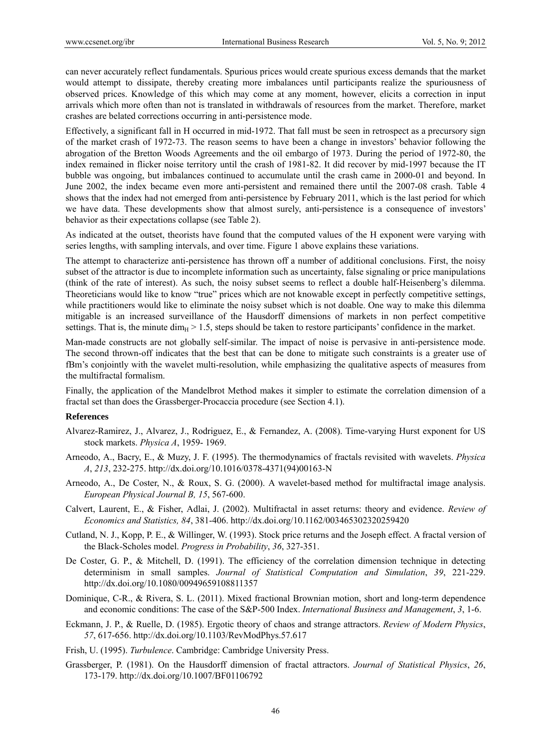can never accurately reflect fundamentals. Spurious prices would create spurious excess demands that the market would attempt to dissipate, thereby creating more imbalances until participants realize the spuriousness of observed prices. Knowledge of this which may come at any moment, however, elicits a correction in input arrivals which more often than not is translated in withdrawals of resources from the market. Therefore, market crashes are belated corrections occurring in anti-persistence mode.

Effectively, a significant fall in H occurred in mid-1972. That fall must be seen in retrospect as a precursory sign of the market crash of 1972-73. The reason seems to have been a change in investors' behavior following the abrogation of the Bretton Woods Agreements and the oil embargo of 1973. During the period of 1972-80, the index remained in flicker noise territory until the crash of 1981-82. It did recover by mid-1997 because the IT bubble was ongoing, but imbalances continued to accumulate until the crash came in 2000-01 and beyond. In June 2002, the index became even more anti-persistent and remained there until the 2007-08 crash. Table 4 shows that the index had not emerged from anti-persistence by February 2011, which is the last period for which we have data. These developments show that almost surely, anti-persistence is a consequence of investors' behavior as their expectations collapse (see Table 2).

As indicated at the outset, theorists have found that the computed values of the H exponent were varying with series lengths, with sampling intervals, and over time. Figure 1 above explains these variations.

The attempt to characterize anti-persistence has thrown off a number of additional conclusions. First, the noisy subset of the attractor is due to incomplete information such as uncertainty, false signaling or price manipulations (think of the rate of interest). As such, the noisy subset seems to reflect a double half-Heisenberg's dilemma. Theoreticians would like to know "true" prices which are not knowable except in perfectly competitive settings, while practitioners would like to eliminate the noisy subset which is not doable. One way to make this dilemma mitigable is an increased surveillance of the Hausdorff dimensions of markets in non perfect competitive settings. That is, the minute $\dim_H > 1.5$, steps should be taken to restore participants' confidence in the market.

Man-made constructs are not globally self-similar. The impact of noise is pervasive in anti-persistence mode. The second thrown-off indicates that the best that can be done to mitigate such constraints is a greater use of fBm's conjointly with the wavelet multi-resolution, while emphasizing the qualitative aspects of measures from the multifractal formalism.

Finally, the application of the Mandelbrot Method makes it simpler to estimate the correlation dimension of a fractal set than does the Grassberger-Procaccia procedure (see Section 4.1).

## References

Alvarez-Ramirez, J., Alvarez, J., Rodriguez, E., & Fernandez, A. (2008). Time-varying Hurst exponent for US stock markets. *Physica A*, 1959- 1969.

Arneodo, A., Bacry, E., & Muzy, J. F. (1995). The thermodynamics of fractals revisited with wavelets. *Physica A*, *213*, 232-275. http://dx.doi.org/10.1016/0378-4371(94)00163-N

Arneodo, A., De Coster, N., & Roux, S. G. (2000). A wavelet-based method for multifractal image analysis. *European Physical Journal B, 15*, 567-600.

Calvert, Laurent, E., & Fisher, Adlai, J. (2002). Multifractal in asset returns: theory and evidence. *Review of Economics and Statistics, 84*, 381-406. http://dx.doi.org/10.1162/003465302320259420

Cutland, N. J., Kopp, P. E., & Willinger, W. (1993). Stock price returns and the Joseph effect. A fractal version of the Black-Scholes model. *Progress in Probability*, *36*, 327-351.

De Coster, G. P., & Mitchell, D. (1991). The efficiency of the correlation dimension technique in detecting determinism in small samples. *Journal of Statistical Computation and Simulation*, *39*, 221-229. http://dx.doi.org/10.1080/00949659108811357

Dominique, C-R., & Rivera, S. L. (2011). Mixed fractional Brownian motion, short and long-term dependence and economic conditions: The case of the S&P-500 Index. *International Business and Management*, *3*, 1-6.

Eckmann, J. P., & Ruelle, D. (1985). Ergotic theory of chaos and strange attractors. *Review of Modern Physics*, *57*, 617-656. http://dx.doi.org/10.1103/RevModPhys.57.617

Frish, U. (1995). *Turbulence*. Cambridge: Cambridge University Press.

Grassberger, P. (1981). On the Hausdorff dimension of fractal attractors. *Journal of Statistical Physics*, *26*, 173-179. http://dx.doi.org/10.1007/BF01106792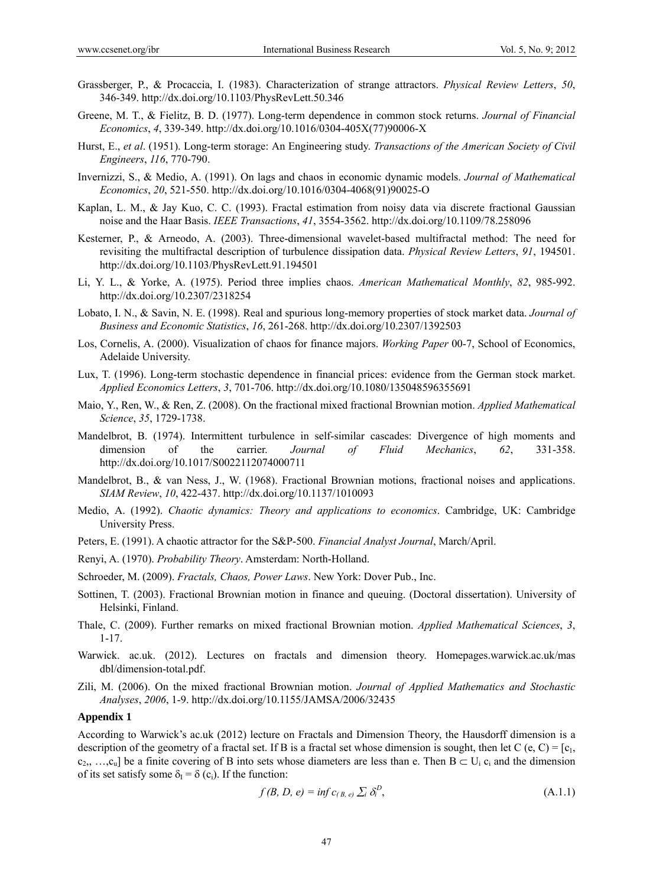Grassberger, P., & Procaccia, I. (1983). Characterization of strange attractors. *Physical Review Letters*, *50*, 346-349. http://dx.doi.org/10.1103/PhysRevLett.50.346

Greene, M. T., & Fielitz, B. D. (1977). Long-term dependence in common stock returns. *Journal of Financial Economics*, *4*, 339-349. http://dx.doi.org/10.1016/0304-405X(77)90006-X

Hurst, E., *et al*. (1951). Long-term storage: An Engineering study. *Transactions of the American Society of Civil Engineers*, *116*, 770-790.

Invernizzi, S., & Medio, A. (1991). On lags and chaos in economic dynamic models. *Journal of Mathematical Economics*, *20*, 521-550. http://dx.doi.org/10.1016/0304-4068(91)90025-O

Kaplan, L. M., & Jay Kuo, C. C. (1993). Fractal estimation from noisy data via discrete fractional Gaussian noise and the Haar Basis. *IEEE Transactions*, *41*, 3554-3562. http://dx.doi.org/10.1109/78.258096

Kesterner, P., & Arneodo, A. (2003). Three-dimensional wavelet-based multifractal method: The need for revisiting the multifractal description of turbulence dissipation data. *Physical Review Letters*, *91*, 194501. http://dx.doi.org/10.1103/PhysRevLett.91.194501

Li, Y. L., & Yorke, A. (1975). Period three implies chaos. *American Mathematical Monthly*, *82*, 985-992. http://dx.doi.org/10.2307/2318254

Lobato, I. N., & Savin, N. E. (1998). Real and spurious long-memory properties of stock market data. *Journal of Business and Economic Statistics*, *16*, 261-268. http://dx.doi.org/10.2307/1392503

Los, Cornelis, A. (2000). Visualization of chaos for finance majors. *Working Paper* 00-7, School of Economics, Adelaide University.

Lux, T. (1996). Long-term stochastic dependence in financial prices: evidence from the German stock market. *Applied Economics Letters*, *3*, 701-706. http://dx.doi.org/10.1080/135048596355691

Maio, Y., Ren, W., & Ren, Z. (2008). On the fractional mixed fractional Brownian motion. *Applied Mathematical Science*, *35*, 1729-1738.

Mandelbrot, B. (1974). Intermittent turbulence in self-similar cascades: Divergence of high moments and dimension of the carrier. *Journal of Fluid Mechanics*, *62*, 331-358. http://dx.doi.org/10.1017/S0022112074000711

Mandelbrot, B., & van Ness, J., W. (1968). Fractional Brownian motions, fractional noises and applications. *SIAM Review*, *10*, 422-437. http://dx.doi.org/10.1137/1010093

Medio, A. (1992). *Chaotic dynamics: Theory and applications to economics*. Cambridge, UK: Cambridge University Press.

Peters, E. (1991). A chaotic attractor for the S&P-500. *Financial Analyst Journal*, March/April.

Renyi, A. (1970). *Probability Theory*. Amsterdam: North-Holland.

Schroeder, M. (2009). *Fractals, Chaos, Power Laws*. New York: Dover Pub., Inc.

Sottinen, T. (2003). Fractional Brownian motion in finance and queuing. (Doctoral dissertation). University of Helsinki, Finland.

Thale, C. (2009). Further remarks on mixed fractional Brownian motion. *Applied Mathematical Sciences*, *3*, 1-17.

Warwick. ac.uk. (2012). Lectures on fractals and dimension theory. Homepages.warwick.ac.uk/mas dbl/dimension-total.pdf.

Zili, M. (2006). On the mixed fractional Brownian motion. *Journal of Applied Mathematics and Stochastic Analyses*, *2006*, 1-9. http://dx.doi.org/10.1155/JAMSA/2006/32435

**Appendix 1**

According to Warwick's ac.uk (2012) lecture on Fractals and Dimension Theory, the Hausdorff dimension is a description of the geometry of a fractal set. If B is a fractal set whose dimension is sought, then let $C(e, C) = [c_1, c_2, \ldots, c_u]$ be a finite covering of B into sets whose diameters are less than e. Then $B \subset U_i\, c_i$ and the dimension of its set satisfy some $\delta_I = \delta(c_i)$. If the function:

$$f(B, D, e) = \inf c_{(B,\, e)} \textstyle\sum_i \delta_i^D, \tag{A.1.1}$$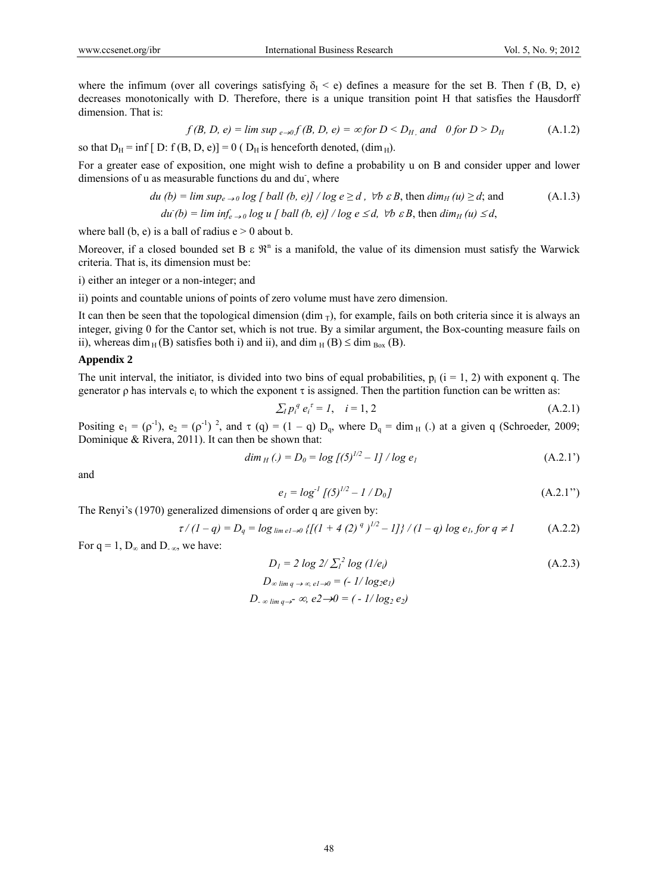where the infimum (over all coverings satisfying $\delta_I < e$) defines a measure for the set B. Then f (B, D, e) decreases monotonically with D. Therefore, there is a unique transition point H that satisfies the Hausdorff dimension. That is:

$$f(B, D, e) = \lim\sup_{e \to 0} f(B, D, e) = \infty \text{ for } D < D_H, \text{ and } \; 0 \text{ for } D > D_H \tag{A.1.2}$$

so that $D_H = \inf [\, D: f(B, D, e)] = 0$ ( $D_H$ is henceforth denoted, ($\dim_H$).

For a greater ease of exposition, one might wish to define a probability u on B and consider upper and lower dimensions of u as measurable functions du and $du^-$, where

$$du(b) = \lim\sup_{e \to 0} \log [\, ball(b, e)] / \log e \geq d, \; \forall b \, \varepsilon \, B, \text{ then } \dim_H(u) \geq d; \text{ and} \tag{A.1.3}$$

$$du^-(b) = \lim\inf_{e \to 0} \log u [\, ball(b, e)] / \log e \leq d, \; \forall b \, \varepsilon \, B, \text{ then } \dim_H(u) \leq d,$$

where ball (b, e) is a ball of radius e > 0 about b.

Moreover, if a closed bounded set B $\varepsilon \, \Re^n$ is a manifold, the value of its dimension must satisfy the Warwick criteria. That is, its dimension must be:

i) either an integer or a non-integer; and

ii) points and countable unions of points of zero volume must have zero dimension.

It can then be seen that the topological dimension ($\dim_T$), for example, fails on both criteria since it is always an integer, giving 0 for the Cantor set, which is not true. By a similar argument, the Box-counting measure fails on ii), whereas $\dim_H(B)$ satisfies both i) and ii), and $\dim_H(B) \leq \dim_{Box}(B)$.

**Appendix 2**

The unit interval, the initiator, is divided into two bins of equal probabilities, $p_i$ (i = 1, 2) with exponent q. The generator $\rho$ has intervals $e_i$ to which the exponent $\tau$ is assigned. Then the partition function can be written as:

$$\Sigma_I p_i^q e_i^\tau = 1, \quad i = 1, 2 \tag{A.2.1}$$

Positing $e_1 = (\rho^{-1})$, $e_2 = (\rho^{-1})^2$, and $\tau(q) = (1 - q) D_q$, where $D_q = \dim_H(.)$ at a given q (Schroeder, 2009; Dominique & Rivera, 2011). It can then be shown that:

$$\dim_H(.) = D_0 = \log [(5)^{1/2} - 1] / \log e_1 \tag{A.2.1'}$$

and

$$e_1 = \log^{-1} [(5)^{1/2} - 1 / D_0] \tag{A.2.1''}$$

The Renyi's (1970) generalized dimensions of order q are given by:

$$\tau / (1 - q) = D_q = \log_{\lim e1 \to 0} \{[(1 + 4 (2)^q)^{1/2} - 1]\} / (1 - q) \log e_1, \text{ for } q \neq 1 \tag{A.2.2}$$

For q = 1, $D_\infty$ and $D_{-\infty}$, we have:

$$D_1 = 2 \log 2 / \Sigma_1^2 \log (1/e_i) \tag{A.2.3}$$

$$D_{\infty \lim q \to \infty, e1 \to 0} = (-1/\log_2 e_1)$$

$$D_{-\infty \lim q \to -\infty, e2 \to 0} = (-1/\log_2 e_2)$$